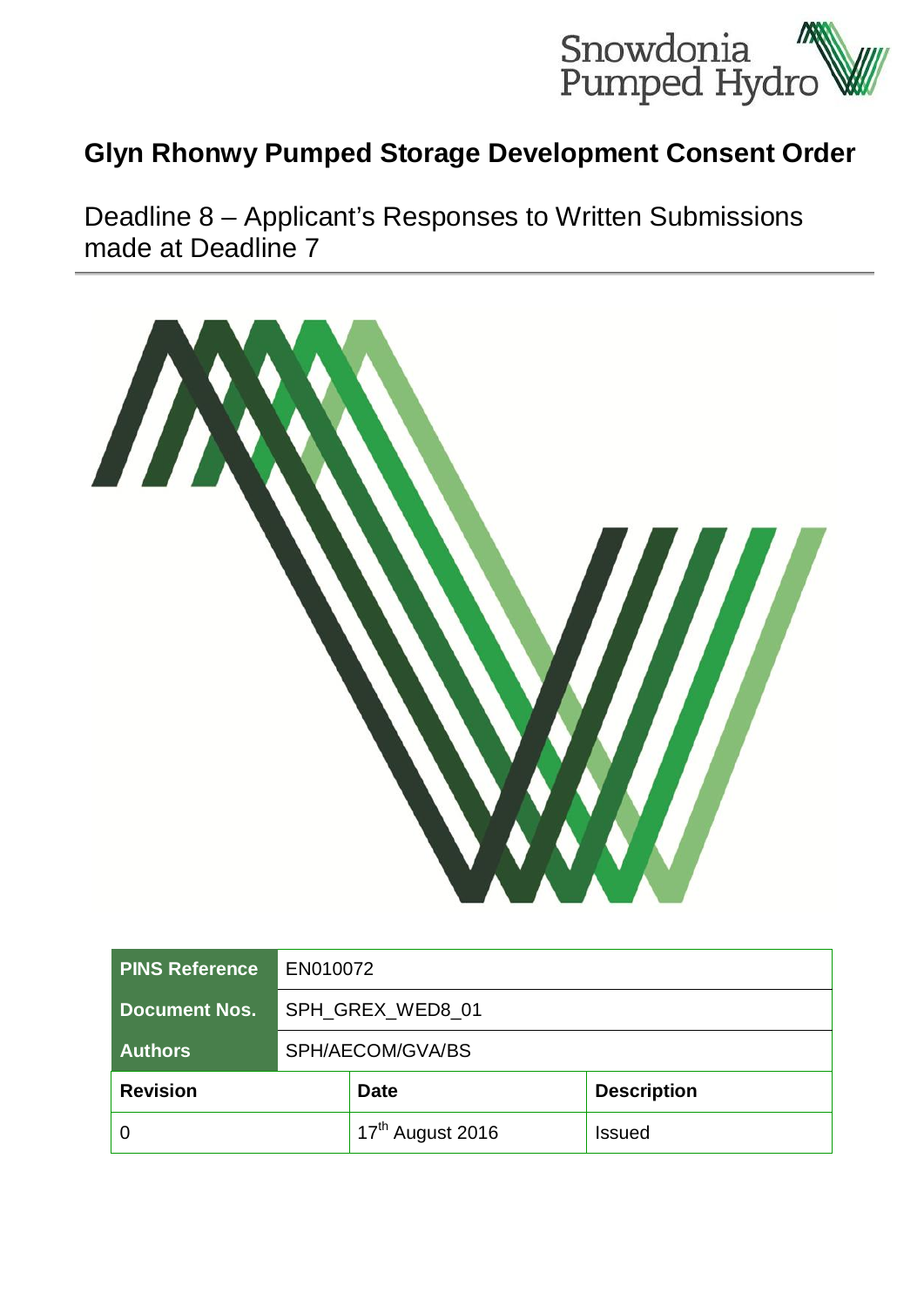Snowdonia Pumped Hydro

# Glyn Rhonwy Pumped Storage Development Consent Order

## Deadline 8 – Applicant's Responses to Written Submissions made at Deadline 7

| PINS Reference | EN010072 | |
|---|---|---|
| Document Nos. | SPH_GREX_WED8_01 | |
| Authors | SPH/AECOM/GVA/BS | |
| **Revision** | **Date** | **Description** |
| 0 | 17th August 2016 | Issued |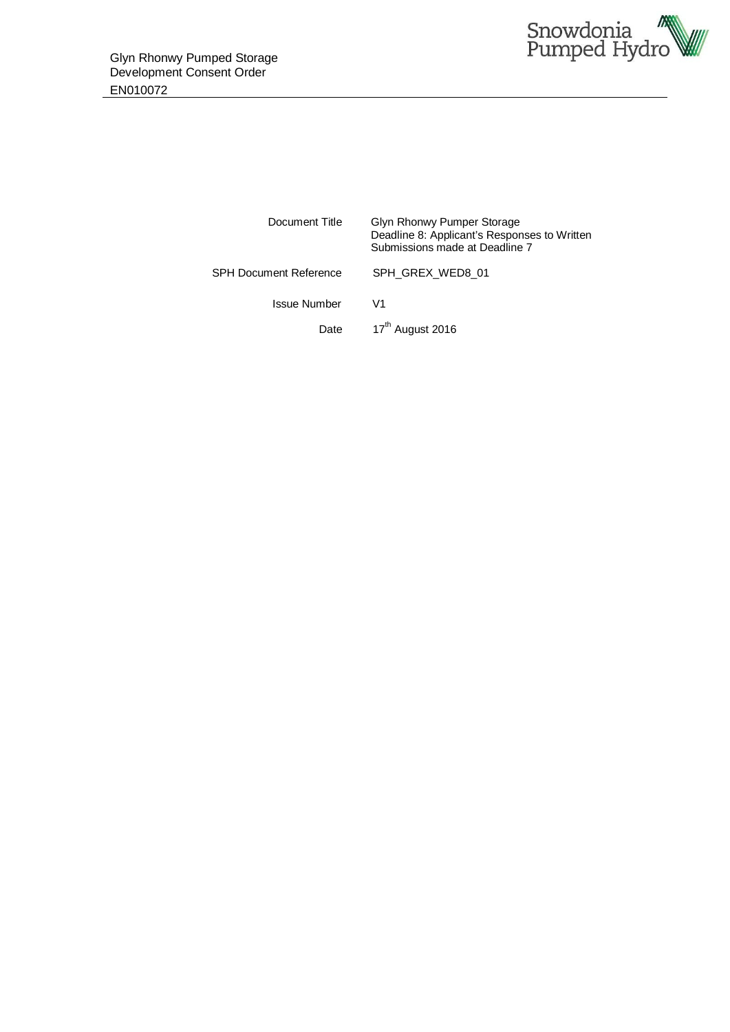Glyn Rhonwy Pumped Storage
Development Consent Order
EN010072

| | |
|---|---|
| Document Title | Glyn Rhonwy Pumper Storage<br>Deadline 8: Applicant's Responses to Written Submissions made at Deadline 7 |
| SPH Document Reference | SPH_GREX_WED8_01 |
| Issue Number | V1 |
| Date | 17th August 2016 |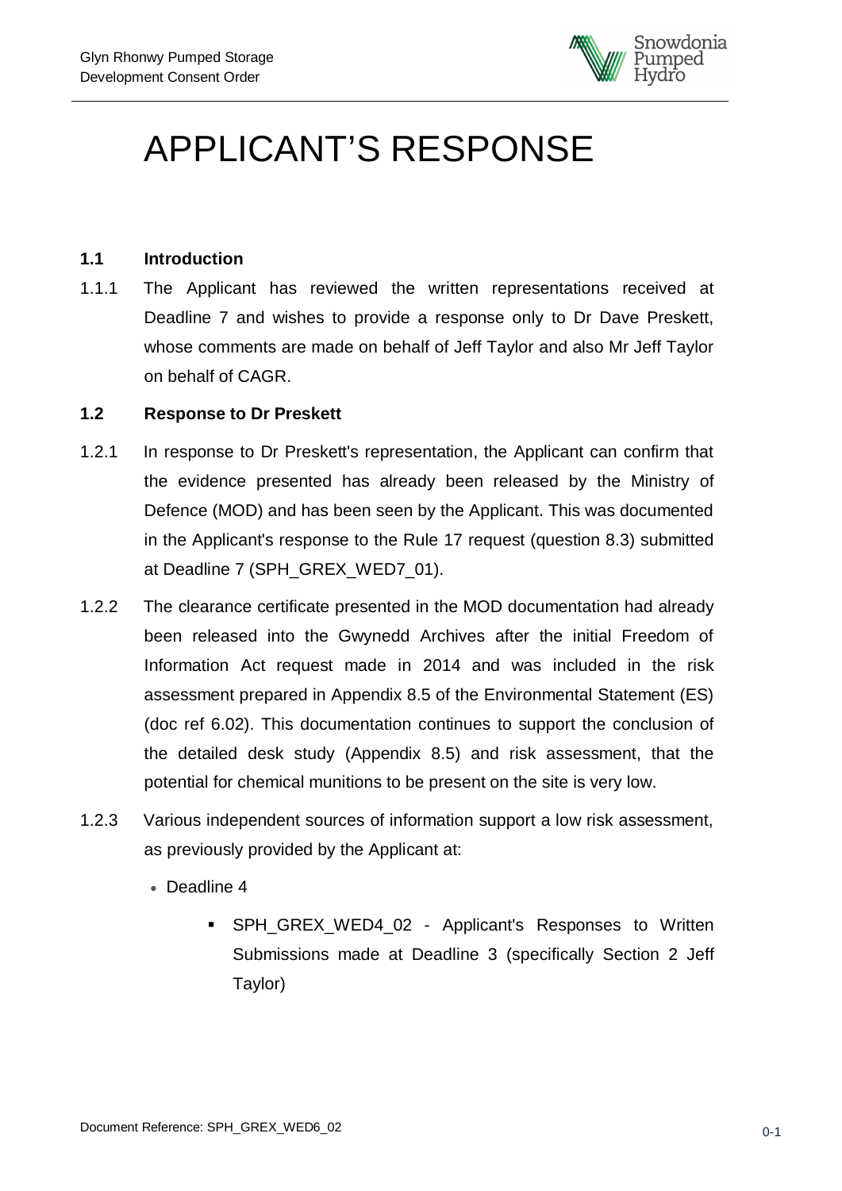# APPLICANT'S RESPONSE

## 1.1 Introduction

1.1.1 The Applicant has reviewed the written representations received at Deadline 7 and wishes to provide a response only to Dr Dave Preskett, whose comments are made on behalf of Jeff Taylor and also Mr Jeff Taylor on behalf of CAGR.

## 1.2 Response to Dr Preskett

1.2.1 In response to Dr Preskett's representation, the Applicant can confirm that the evidence presented has already been released by the Ministry of Defence (MOD) and has been seen by the Applicant. This was documented in the Applicant's response to the Rule 17 request (question 8.3) submitted at Deadline 7 (SPH_GREX_WED7_01).

1.2.2 The clearance certificate presented in the MOD documentation had already been released into the Gwynedd Archives after the initial Freedom of Information Act request made in 2014 and was included in the risk assessment prepared in Appendix 8.5 of the Environmental Statement (ES) (doc ref 6.02). This documentation continues to support the conclusion of the detailed desk study (Appendix 8.5) and risk assessment, that the potential for chemical munitions to be present on the site is very low.

1.2.3 Various independent sources of information support a low risk assessment, as previously provided by the Applicant at:

- Deadline 4
  - SPH_GREX_WED4_02 - Applicant's Responses to Written Submissions made at Deadline 3 (specifically Section 2 Jeff Taylor)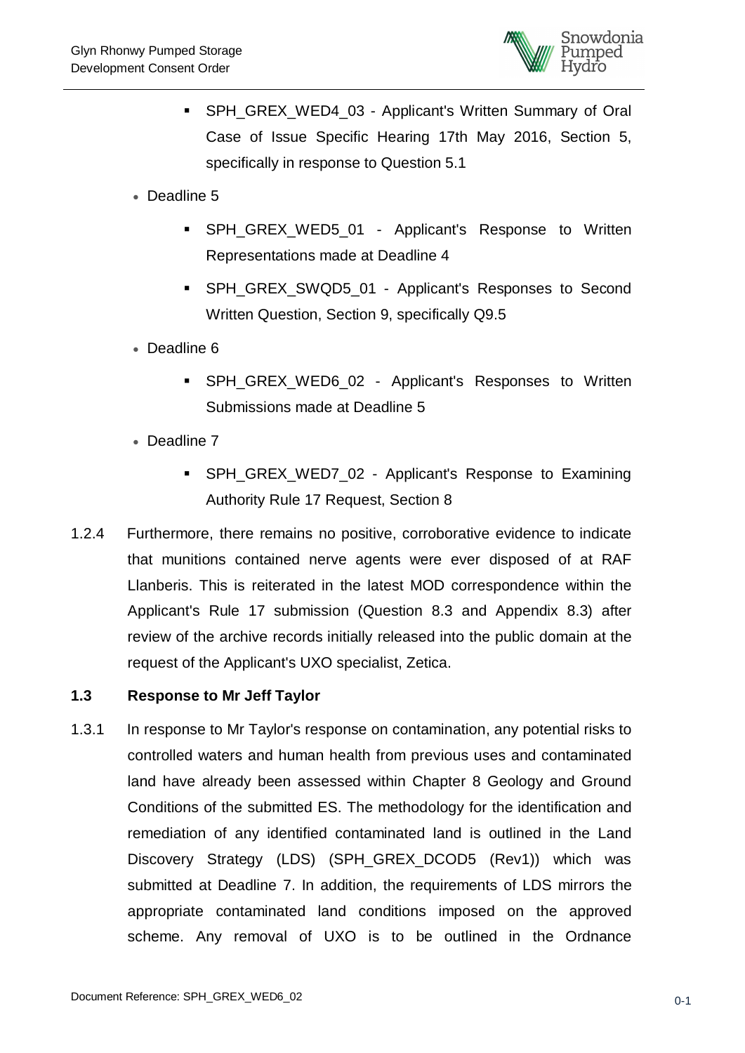- SPH_GREX_WED4_03 - Applicant's Written Summary of Oral Case of Issue Specific Hearing 17th May 2016, Section 5, specifically in response to Question 5.1
- Deadline 5
  - SPH_GREX_WED5_01 - Applicant's Response to Written Representations made at Deadline 4
  - SPH_GREX_SWQD5_01 - Applicant's Responses to Second Written Question, Section 9, specifically Q9.5
- Deadline 6
  - SPH_GREX_WED6_02 - Applicant's Responses to Written Submissions made at Deadline 5
- Deadline 7
  - SPH_GREX_WED7_02 - Applicant's Response to Examining Authority Rule 17 Request, Section 8

1.2.4 Furthermore, there remains no positive, corroborative evidence to indicate that munitions contained nerve agents were ever disposed of at RAF Llanberis. This is reiterated in the latest MOD correspondence within the Applicant's Rule 17 submission (Question 8.3 and Appendix 8.3) after review of the archive records initially released into the public domain at the request of the Applicant's UXO specialist, Zetica.

### 1.3 Response to Mr Jeff Taylor

1.3.1 In response to Mr Taylor's response on contamination, any potential risks to controlled waters and human health from previous uses and contaminated land have already been assessed within Chapter 8 Geology and Ground Conditions of the submitted ES. The methodology for the identification and remediation of any identified contaminated land is outlined in the Land Discovery Strategy (LDS) (SPH_GREX_DCOD5 (Rev1)) which was submitted at Deadline 7. In addition, the requirements of LDS mirrors the appropriate contaminated land conditions imposed on the approved scheme. Any removal of UXO is to be outlined in the Ordnance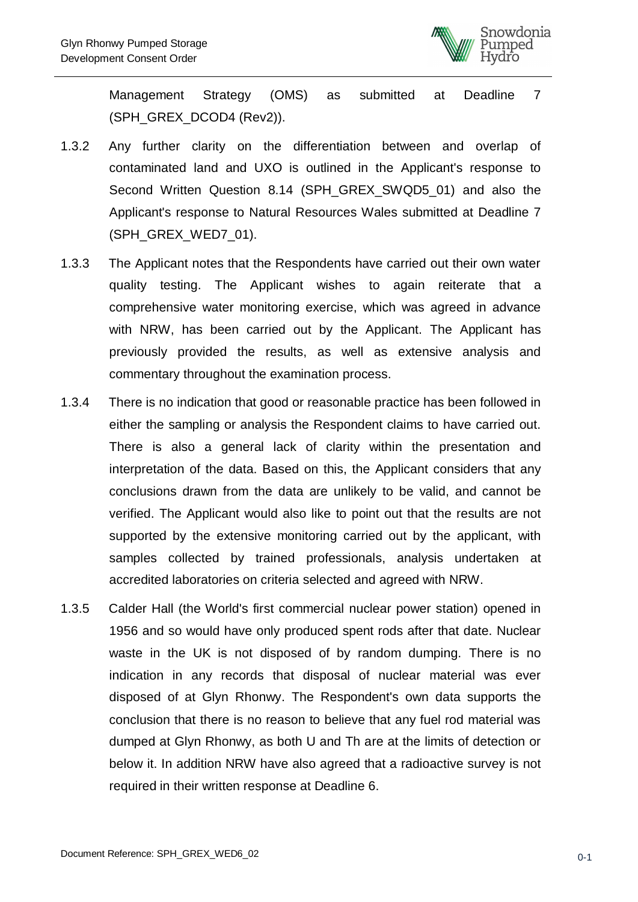Management Strategy (OMS) as submitted at Deadline 7 (SPH_GREX_DCOD4 (Rev2)).

1.3.2 Any further clarity on the differentiation between and overlap of contaminated land and UXO is outlined in the Applicant's response to Second Written Question 8.14 (SPH_GREX_SWQD5_01) and also the Applicant's response to Natural Resources Wales submitted at Deadline 7 (SPH_GREX_WED7_01).

1.3.3 The Applicant notes that the Respondents have carried out their own water quality testing. The Applicant wishes to again reiterate that a comprehensive water monitoring exercise, which was agreed in advance with NRW, has been carried out by the Applicant. The Applicant has previously provided the results, as well as extensive analysis and commentary throughout the examination process.

1.3.4 There is no indication that good or reasonable practice has been followed in either the sampling or analysis the Respondent claims to have carried out. There is also a general lack of clarity within the presentation and interpretation of the data. Based on this, the Applicant considers that any conclusions drawn from the data are unlikely to be valid, and cannot be verified. The Applicant would also like to point out that the results are not supported by the extensive monitoring carried out by the applicant, with samples collected by trained professionals, analysis undertaken at accredited laboratories on criteria selected and agreed with NRW.

1.3.5 Calder Hall (the World's first commercial nuclear power station) opened in 1956 and so would have only produced spent rods after that date. Nuclear waste in the UK is not disposed of by random dumping. There is no indication in any records that disposal of nuclear material was ever disposed of at Glyn Rhonwy. The Respondent's own data supports the conclusion that there is no reason to believe that any fuel rod material was dumped at Glyn Rhonwy, as both U and Th are at the limits of detection or below it. In addition NRW have also agreed that a radioactive survey is not required in their written response at Deadline 6.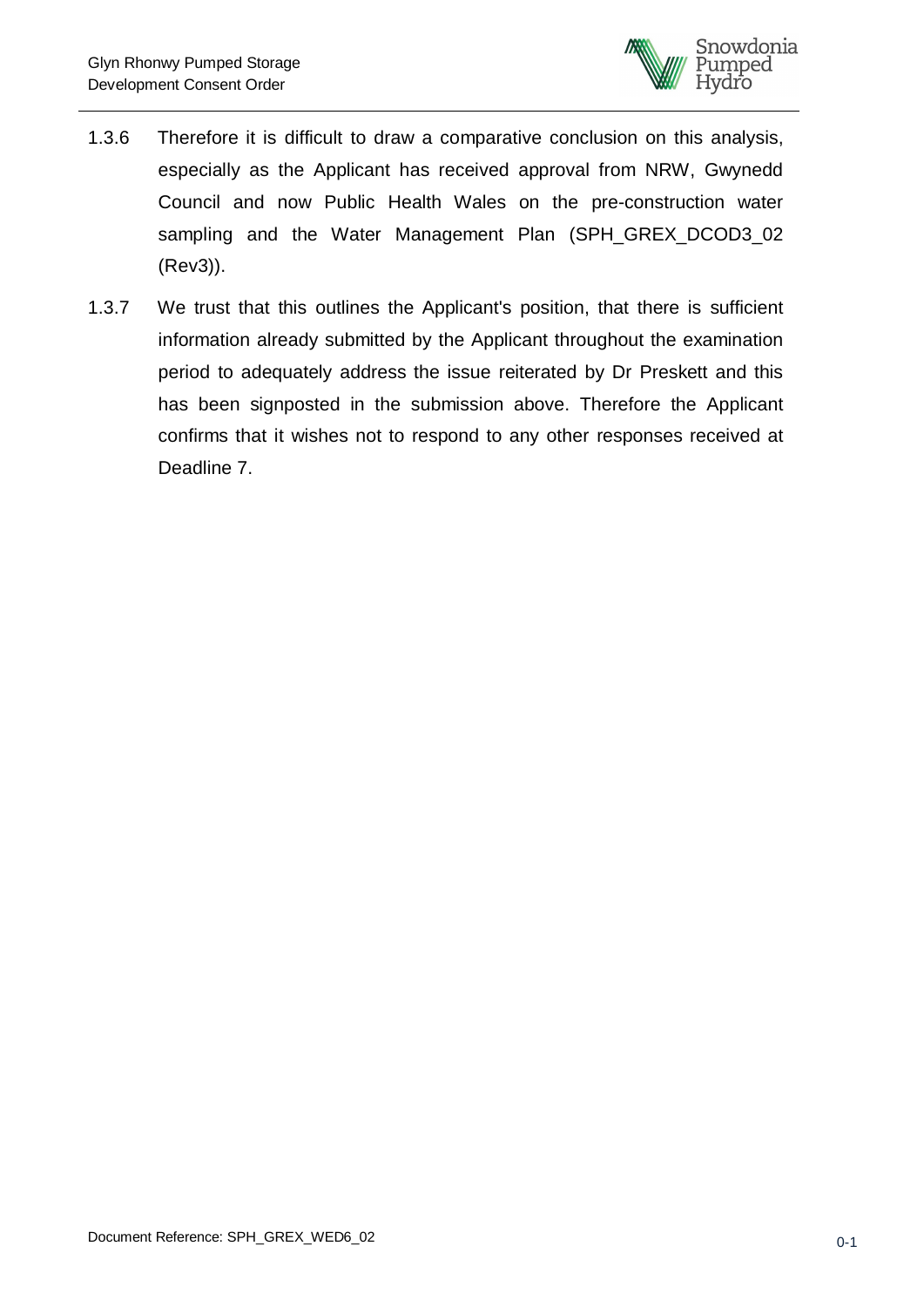1.3.6 Therefore it is difficult to draw a comparative conclusion on this analysis, especially as the Applicant has received approval from NRW, Gwynedd Council and now Public Health Wales on the pre-construction water sampling and the Water Management Plan (SPH_GREX_DCOD3_02 (Rev3)).

1.3.7 We trust that this outlines the Applicant's position, that there is sufficient information already submitted by the Applicant throughout the examination period to adequately address the issue reiterated by Dr Preskett and this has been signposted in the submission above. Therefore the Applicant confirms that it wishes not to respond to any other responses received at Deadline 7.